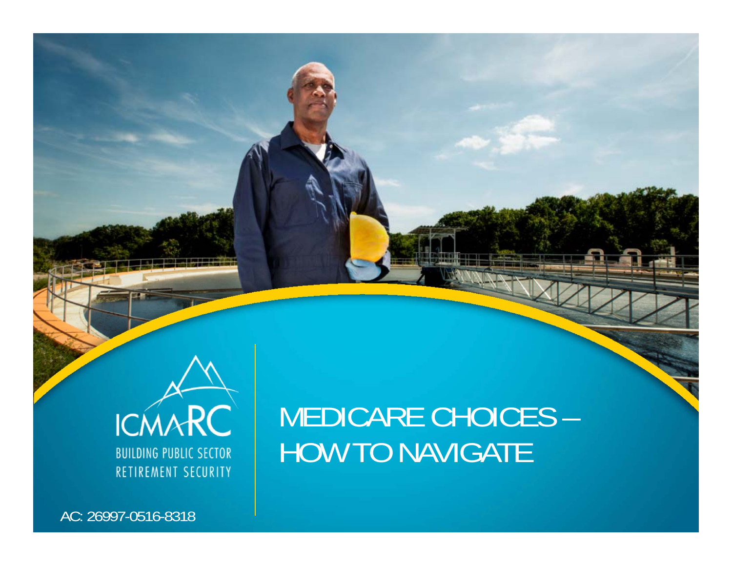ICMARC

BUILDING PUBLIC SECTOR RETIREMENT SECURITY

# MEDICARE CHOICES – HOW TO NAVIGATE

AC: 26997-0516-8318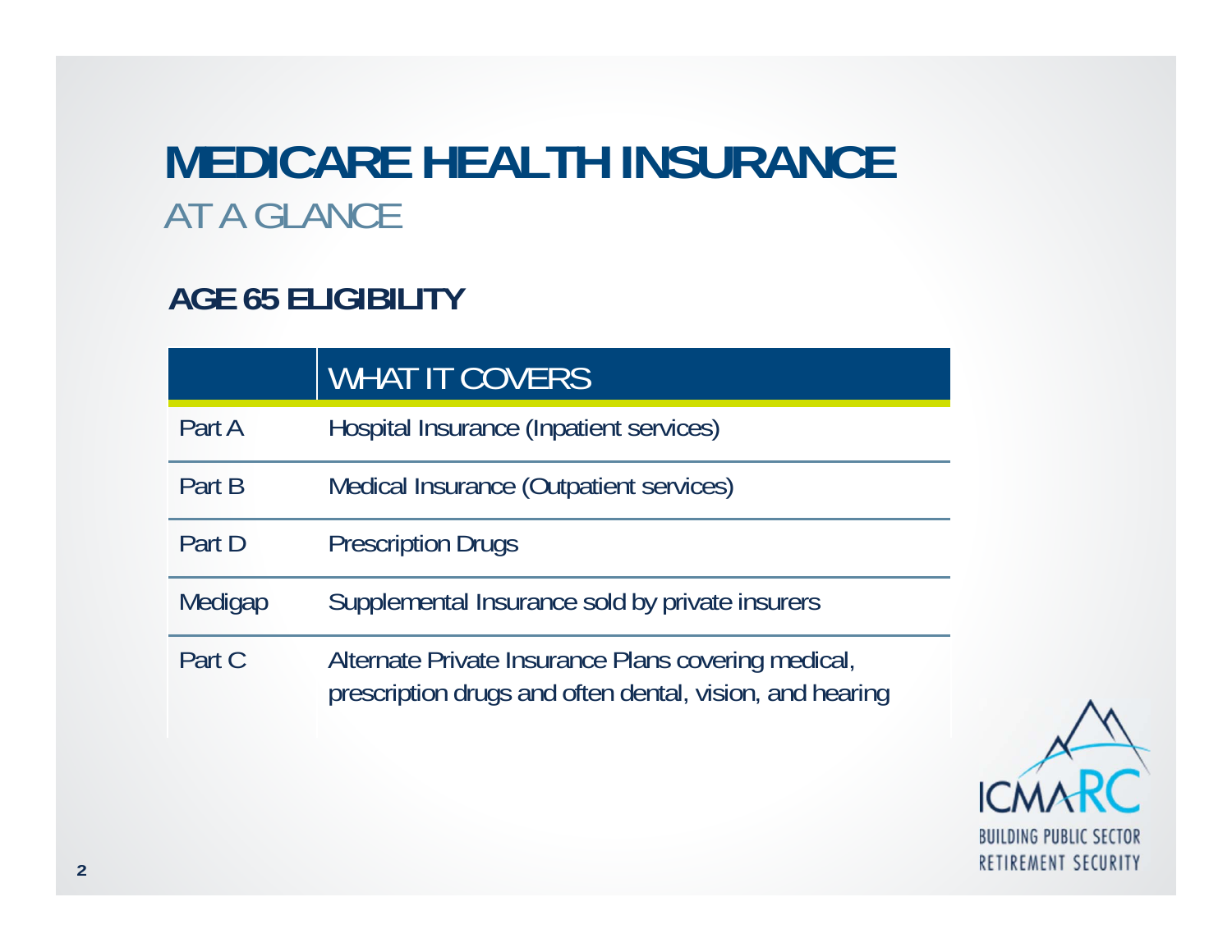# MEDICARE HEALTH INSURANCE

## AT A GLANCE

### AGE 65 ELIGIBILITY

| | WHAT IT COVERS |
|---|---|
| Part A | Hospital Insurance (Inpatient services) |
| Part B | Medical Insurance (Outpatient services) |
| Part D | Prescription Drugs |
| Medigap | Supplemental Insurance sold by private insurers |
| Part C | Alternate Private Insurance Plans covering medical, prescription drugs and often dental, vision, and hearing |

ICMA-RC
BUILDING PUBLIC SECTOR RETIREMENT SECURITY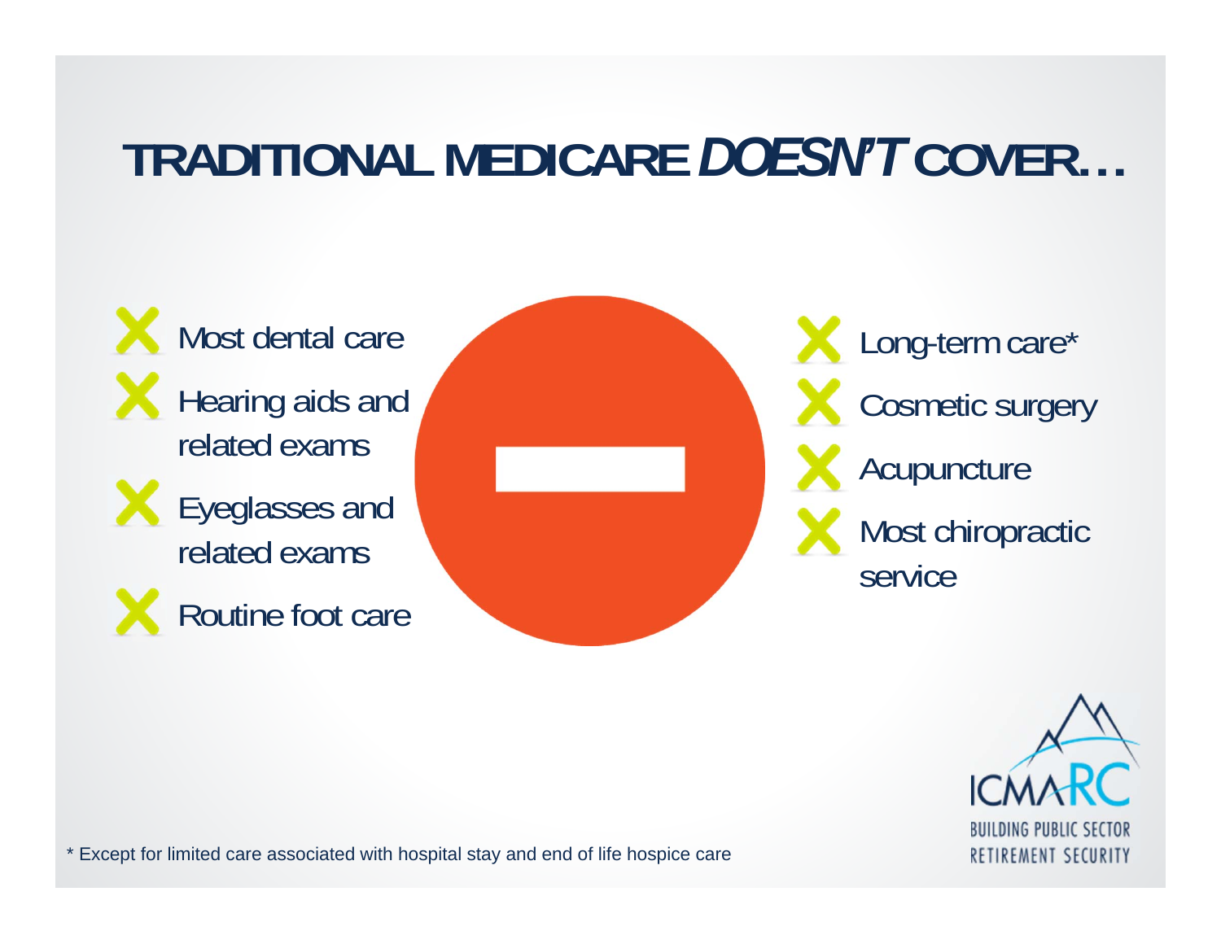# TRADITIONAL MEDICARE *DOESN'T* COVER…

- Most dental care
- Hearing aids and related exams
- Eyeglasses and related exams
- Routine foot care
- Long-term care*
- Cosmetic surgery
- Acupuncture
- Most chiropractic service

ICMARC
BUILDING PUBLIC SECTOR RETIREMENT SECURITY

* Except for limited care associated with hospital stay and end of life hospice care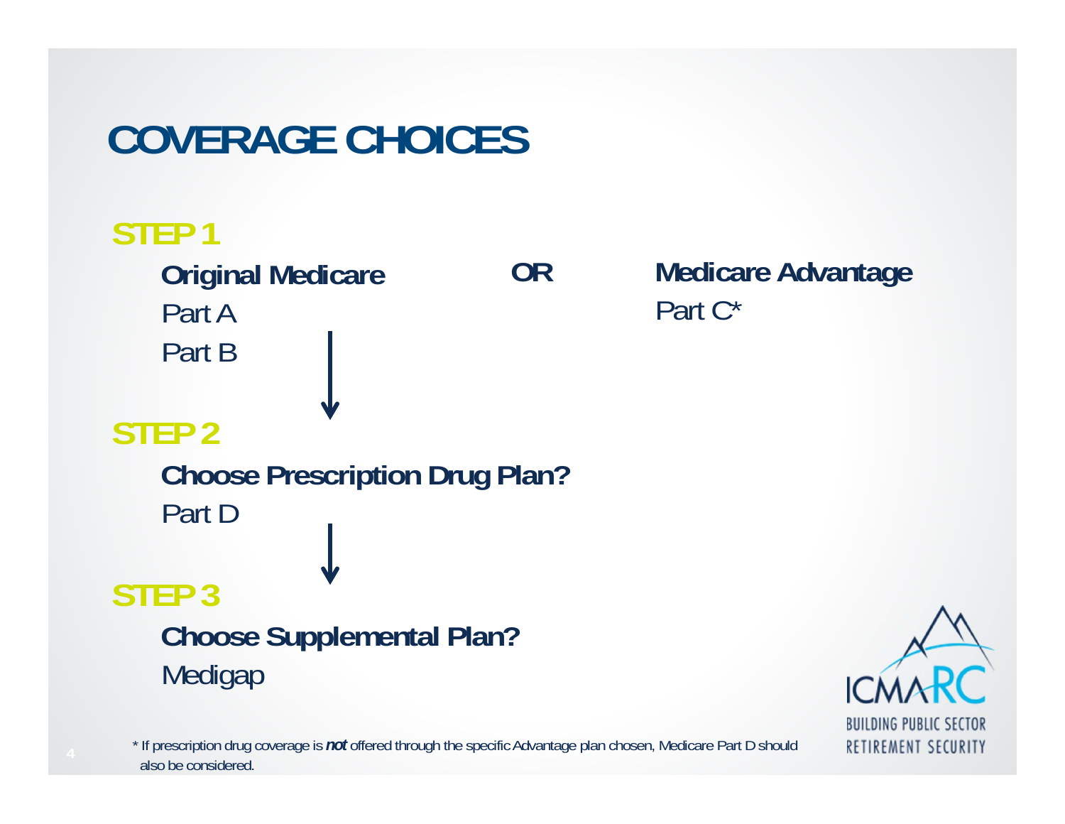# COVERAGE CHOICES

## STEP 1

**Original Medicare** **OR** **Medicare Advantage**

Part A

Part B

Part C*

## STEP 2

**Choose Prescription Drug Plan?**

Part D

## STEP 3

**Choose Supplemental Plan?**

Medigap

ICMARC
BUILDING PUBLIC SECTOR RETIREMENT SECURITY

\* If prescription drug coverage is ***not*** offered through the specific Advantage plan chosen, Medicare Part D should also be considered.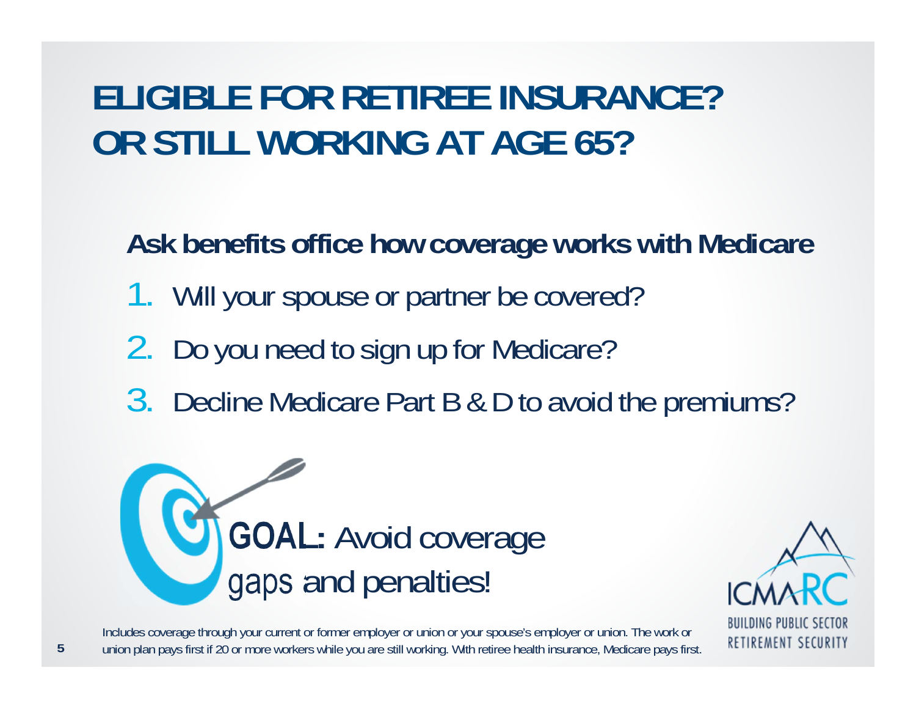# ELIGIBLE FOR RETIREE INSURANCE? OR STILL WORKING AT AGE 65?

**Ask benefits office how coverage works with Medicare**

1. Will your spouse or partner be covered?
2. Do you need to sign up for Medicare?
3. Decline Medicare Part B & D to avoid the premiums?

GOAL: Avoid coverage gaps and penalties!

ICMARC
BUILDING PUBLIC SECTOR RETIREMENT SECURITY

Includes coverage through your current or former employer or union or your spouse's employer or union. The work or union plan pays first if 20 or more workers while you are still working. With retiree health insurance, Medicare pays first.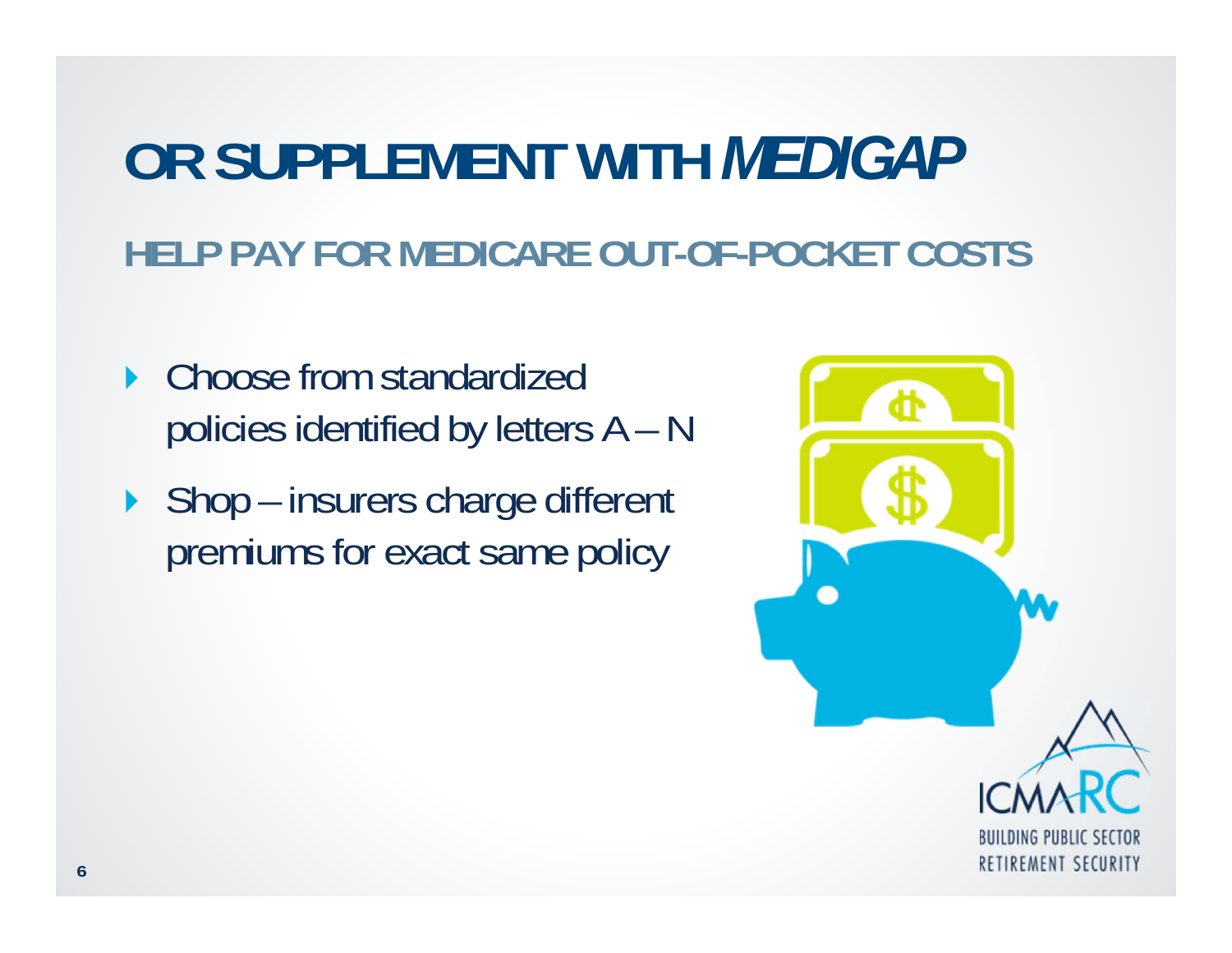# OR SUPPLEMENT WITH *MEDIGAP*

## HELP PAY FOR MEDICARE OUT-OF-POCKET COSTS

- Choose from standardized policies identified by letters A – N
- Shop – insurers charge different premiums for exact same policy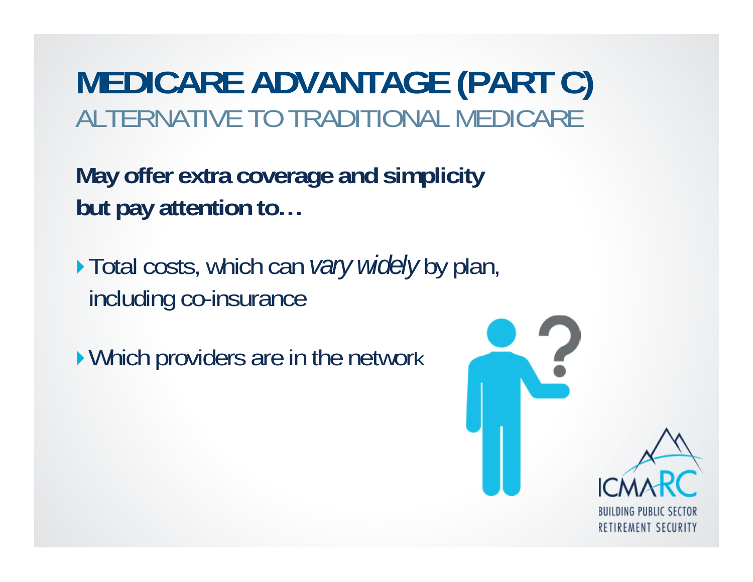# MEDICARE ADVANTAGE (PART C)

## ALTERNATIVE TO TRADITIONAL MEDICARE

**May offer extra coverage and simplicity but pay attention to…**

- Total costs, which can *vary widely* by plan, including co-insurance
- Which providers are in the network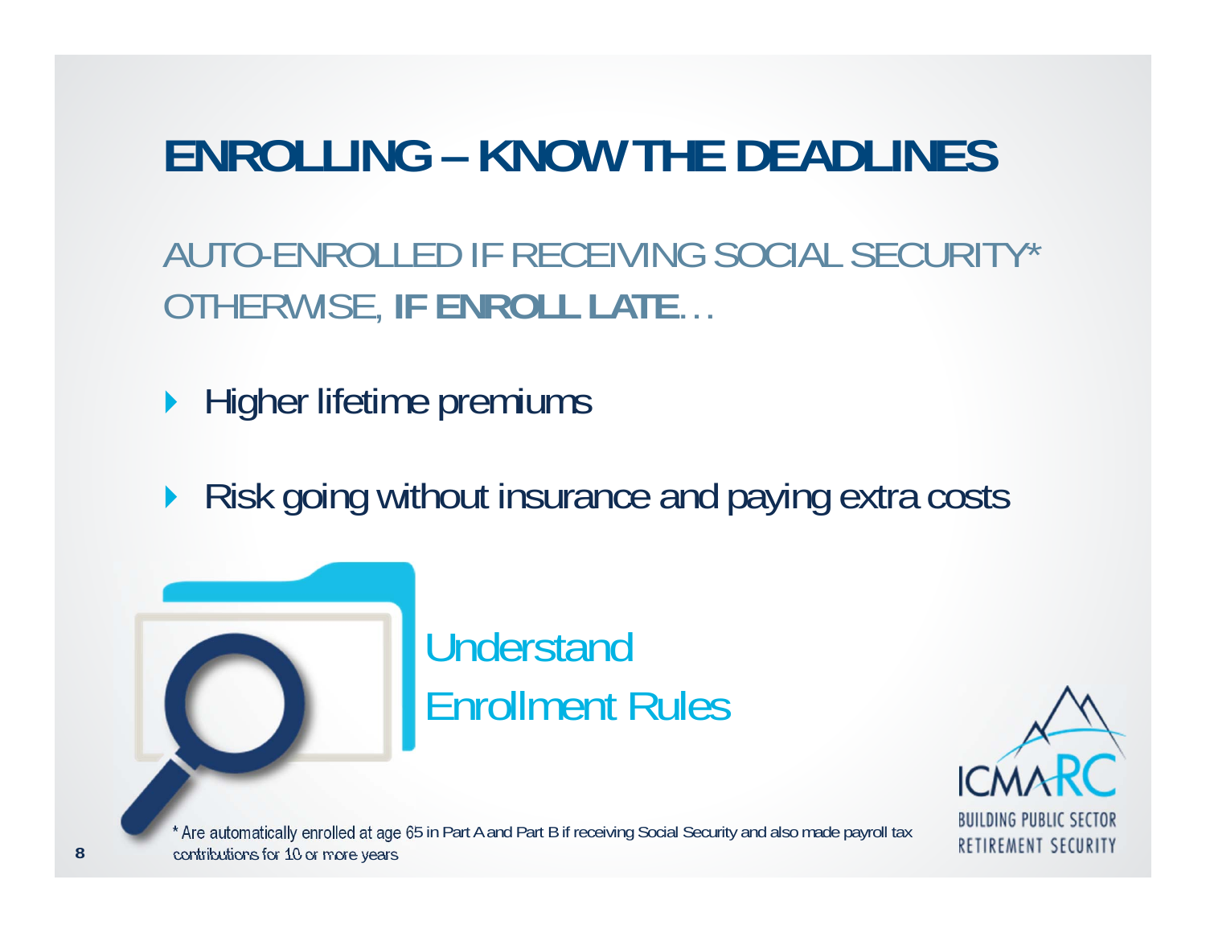# ENROLLING – KNOW THE DEADLINES

AUTO-ENROLLED IF RECEIVING SOCIAL SECURITY*
OTHERWISE, **IF ENROLL LATE**…

- Higher lifetime premiums
- Risk going without insurance and paying extra costs

Understand Enrollment Rules

* Are automatically enrolled at age 65 in Part A and Part B if receiving Social Security and also made payroll tax contributions for 10 or more years

ICMA-RC
BUILDING PUBLIC SECTOR RETIREMENT SECURITY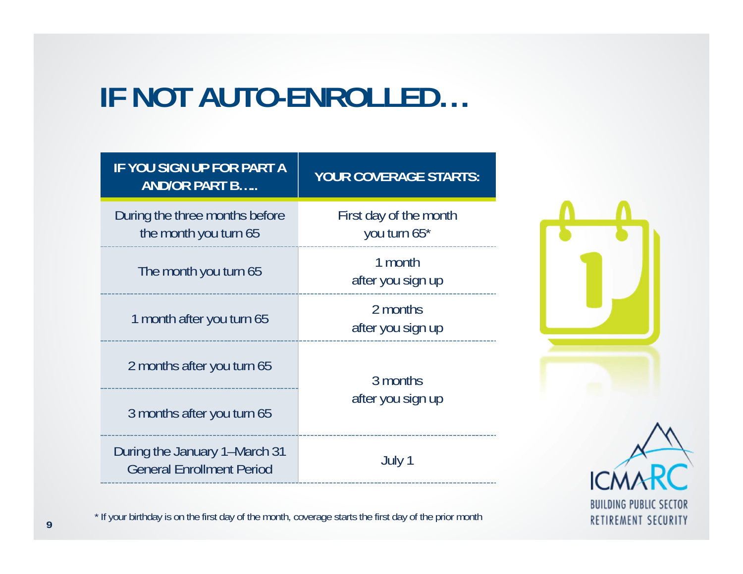# IF NOT AUTO-ENROLLED…

| IF YOU SIGN UP FOR PART A AND/OR PART B…. | YOUR COVERAGE STARTS: |
|---|---|
| During the three months before the month you turn 65 | First day of the month you turn 65* |
| The month you turn 65 | 1 month after you sign up |
| 1 month after you turn 65 | 2 months after you sign up |
| 2 months after you turn 65 | 3 months after you sign up |
| 3 months after you turn 65 | 3 months after you sign up |
| During the January 1–March 31 General Enrollment Period | July 1 |

* If your birthday is on the first day of the month, coverage starts the first day of the prior month

ICMARC
BUILDING PUBLIC SECTOR RETIREMENT SECURITY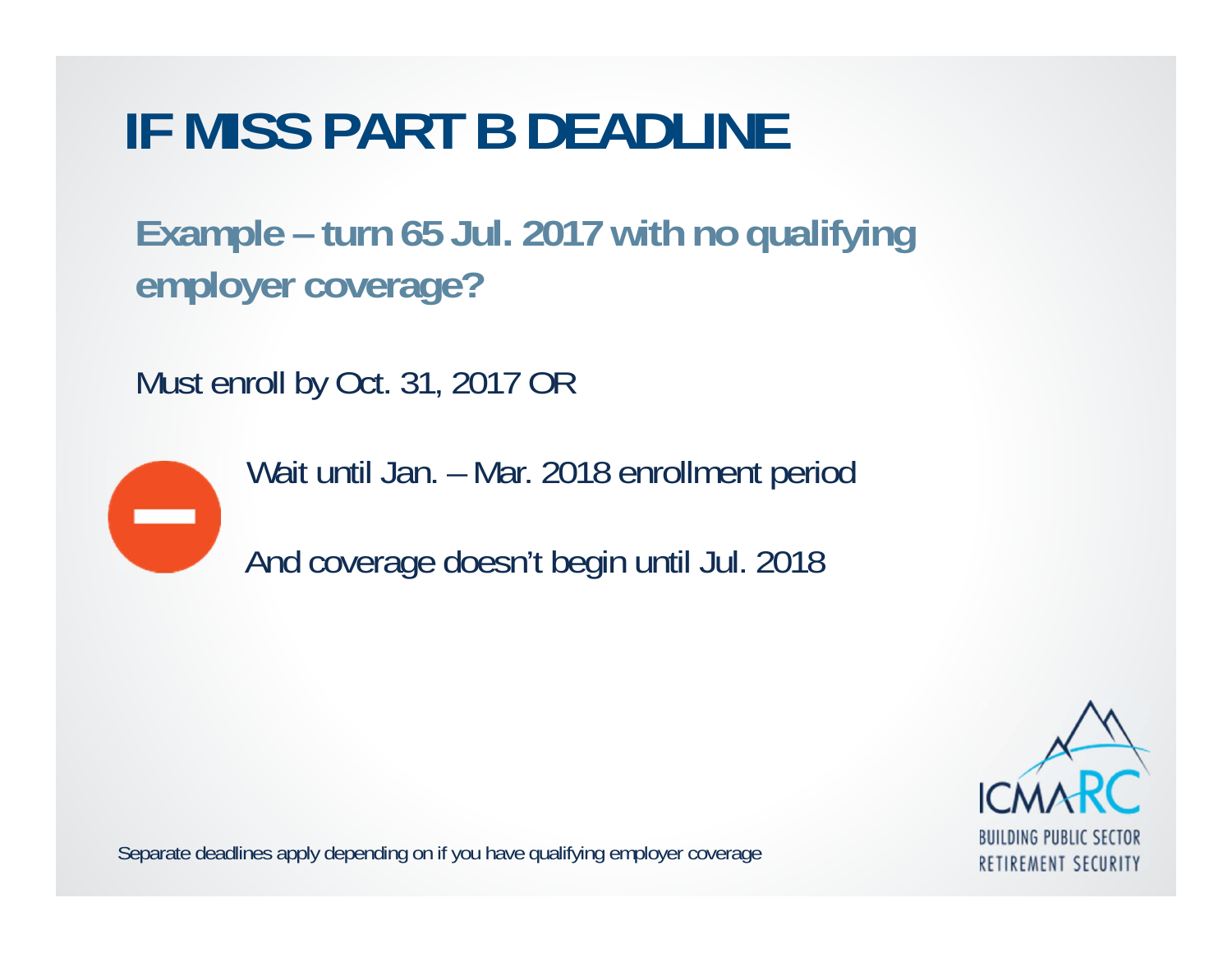# IF MISS PART B DEADLINE

## Example – turn 65 Jul. 2017 with no qualifying employer coverage?

Must enroll by Oct. 31, 2017 OR

Wait until Jan. – Mar. 2018 enrollment period

And coverage doesn't begin until Jul. 2018

Separate deadlines apply depending on if you have qualifying employer coverage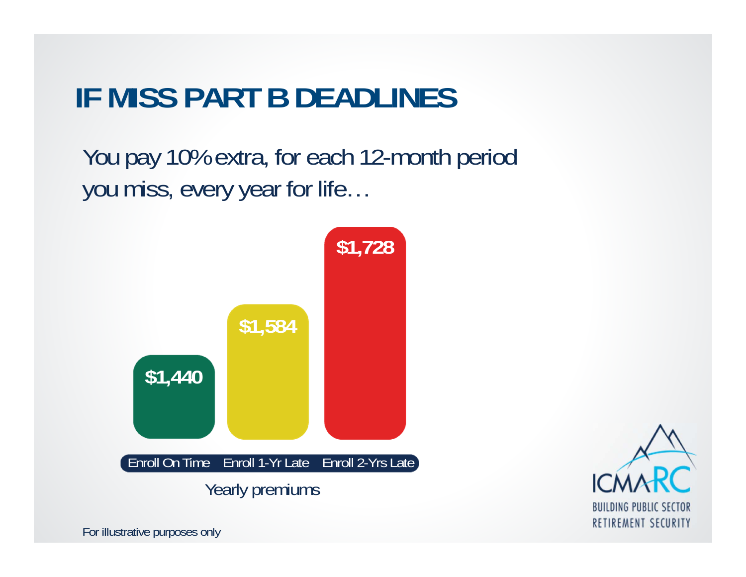# IF MISS PART B DEADLINES

You pay 10% extra, for each 12-month period you miss, every year for life…

| Enroll On Time | Enroll 1-Yr Late | Enroll 2-Yrs Late |
| --- | --- | --- |
| $1,440 | $1,584 | $1,728 |

Yearly premiums

ICMARC
BUILDING PUBLIC SECTOR RETIREMENT SECURITY

For illustrative purposes only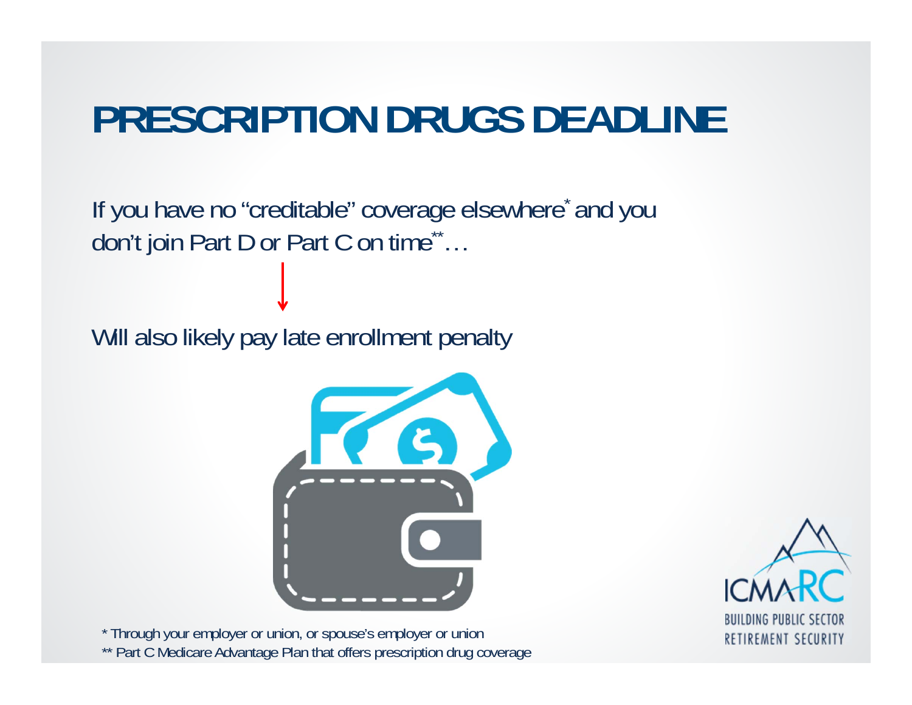# PRESCRIPTION DRUGS DEADLINE

If you have no "creditable" coverage elsewhere* and you don't join Part D or Part C on time**…

↓

Will also likely pay late enrollment penalty

* Through your employer or union, or spouse's employer or union

** Part C Medicare Advantage Plan that offers prescription drug coverage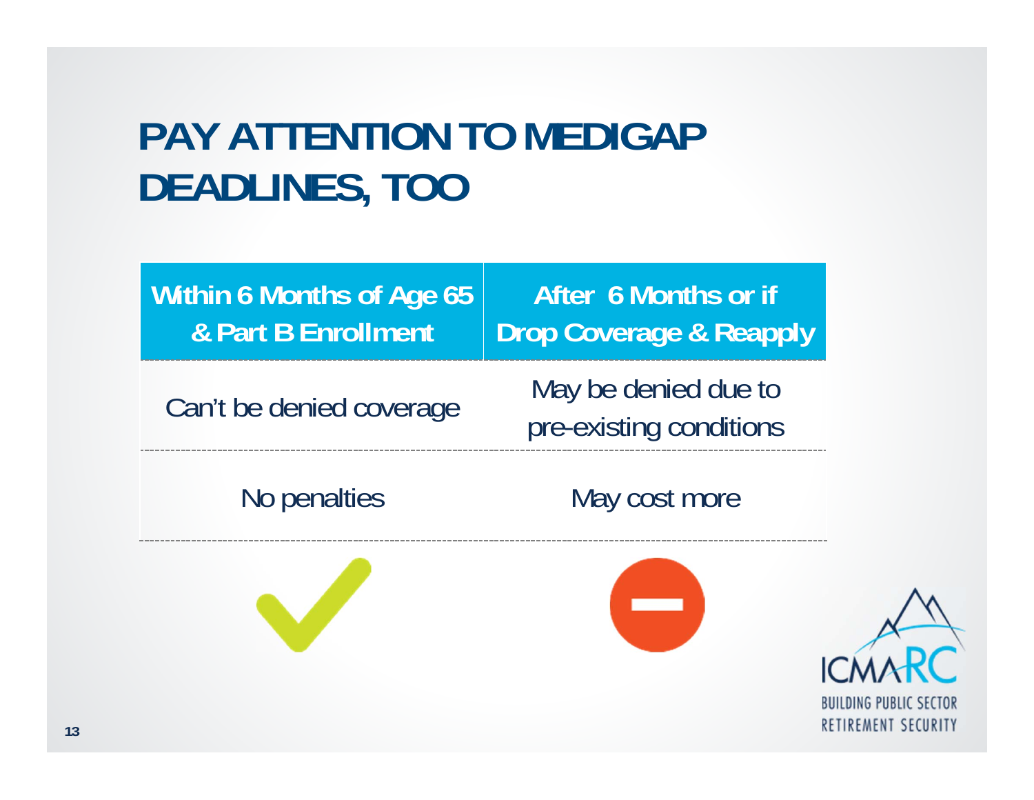# PAY ATTENTION TO MEDIGAP DEADLINES, TOO

| Within 6 Months of Age 65 & Part B Enrollment | After 6 Months or if Drop Coverage & Reapply |
| --- | --- |
| Can't be denied coverage | May be denied due to pre-existing conditions |
| No penalties | May cost more |

ICMARC
BUILDING PUBLIC SECTOR RETIREMENT SECURITY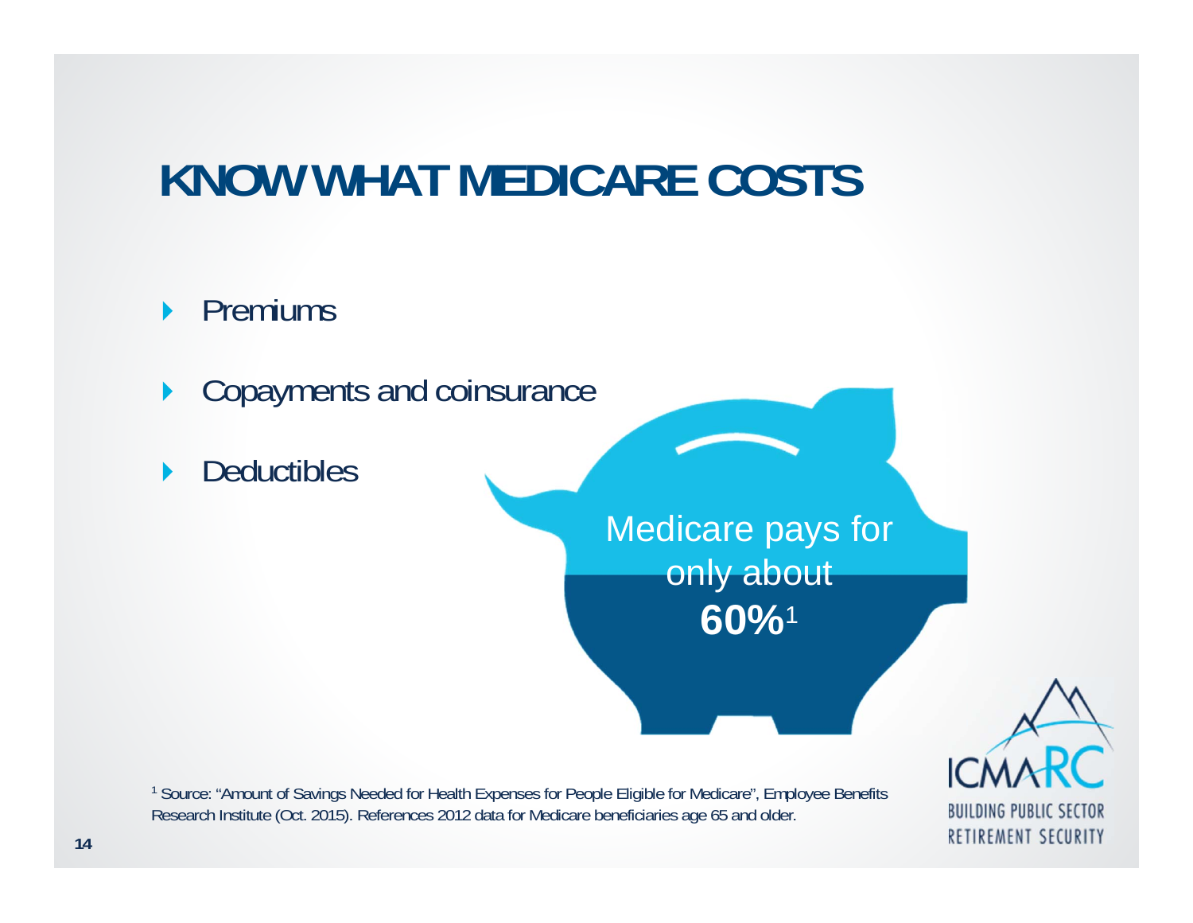# KNOW WHAT MEDICARE COSTS

- Premiums
- Copayments and coinsurance
- Deductibles

Medicare pays for only about **60%**[1]

[1] Source: "Amount of Savings Needed for Health Expenses for People Eligible for Medicare", Employee Benefits Research Institute (Oct. 2015). References 2012 data for Medicare beneficiaries age 65 and older.

ICMA-RC
BUILDING PUBLIC SECTOR RETIREMENT SECURITY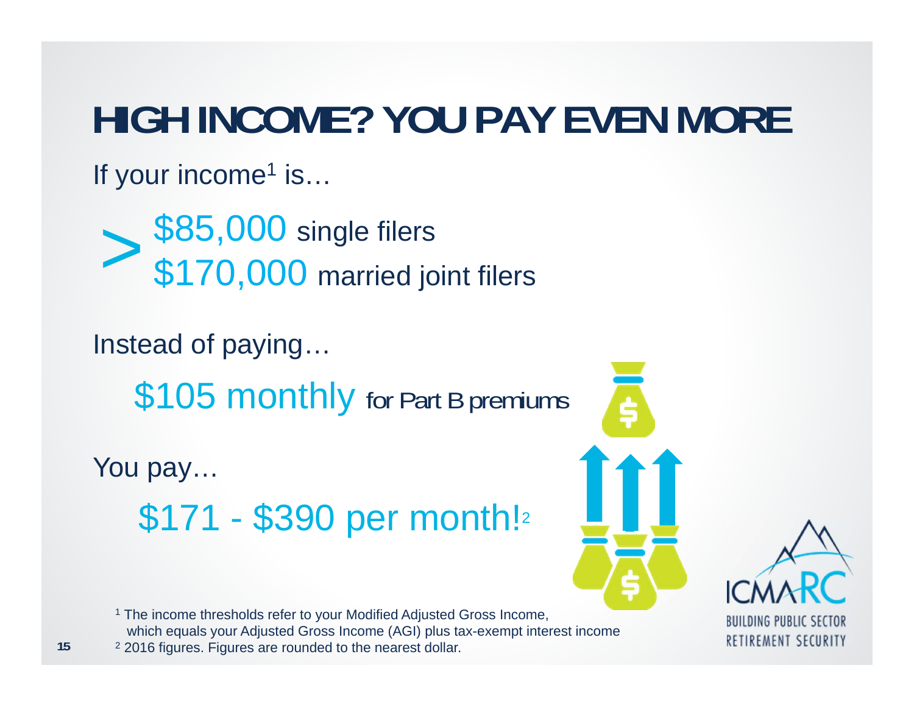# HIGH INCOME? YOU PAY EVEN MORE

If your income[1] is…

> $85,000 single filers
> $170,000 married joint filers

Instead of paying…

$105 monthly for Part B premiums

You pay…

$171 - $390 per month![2]

[1] The income thresholds refer to your Modified Adjusted Gross Income, which equals your Adjusted Gross Income (AGI) plus tax-exempt interest income

[2] 2016 figures. Figures are rounded to the nearest dollar.

ICMA-RC
BUILDING PUBLIC SECTOR RETIREMENT SECURITY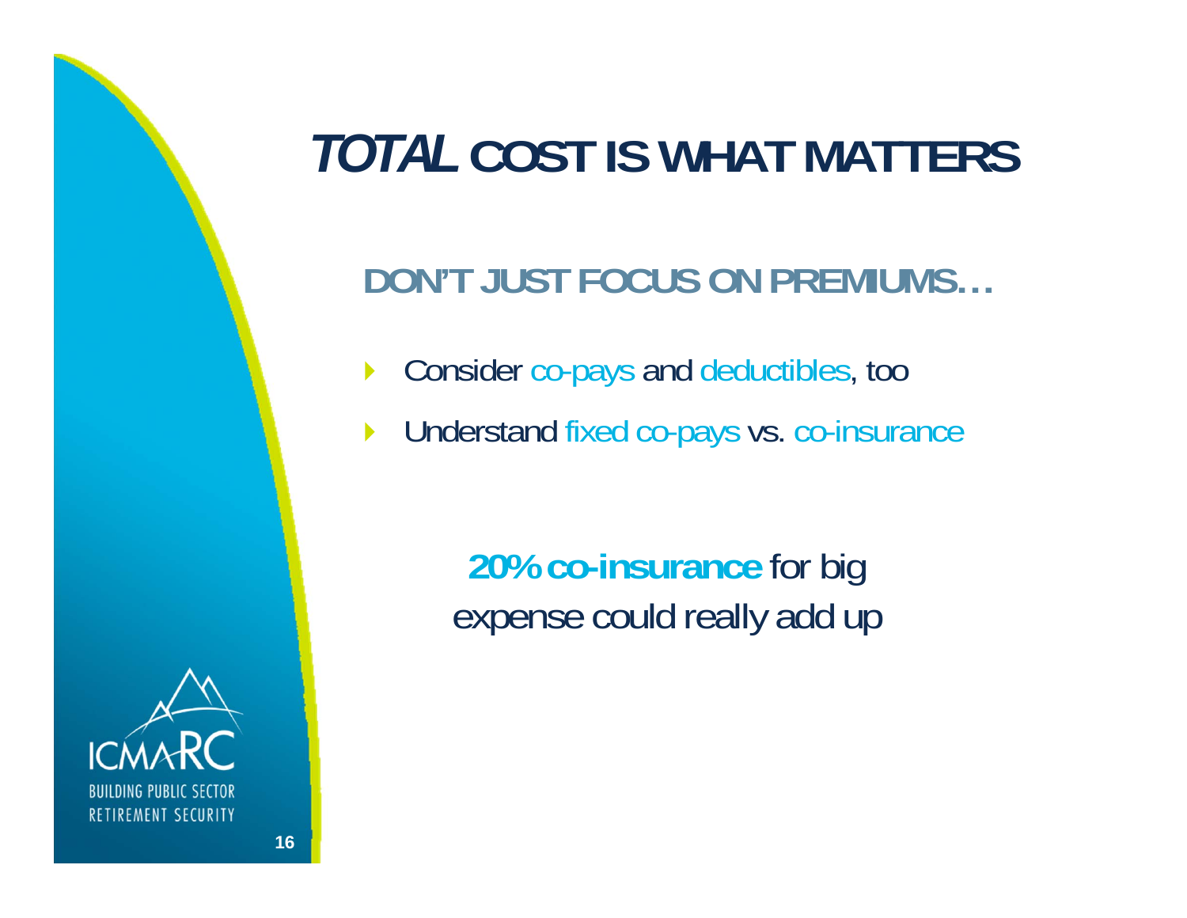# *TOTAL* COST IS WHAT MATTERS

## DON'T JUST FOCUS ON PREMIUMS…

- Consider co-pays and deductibles, too
- Understand fixed co-pays vs. co-insurance

**20% co-insurance** for big expense could really add up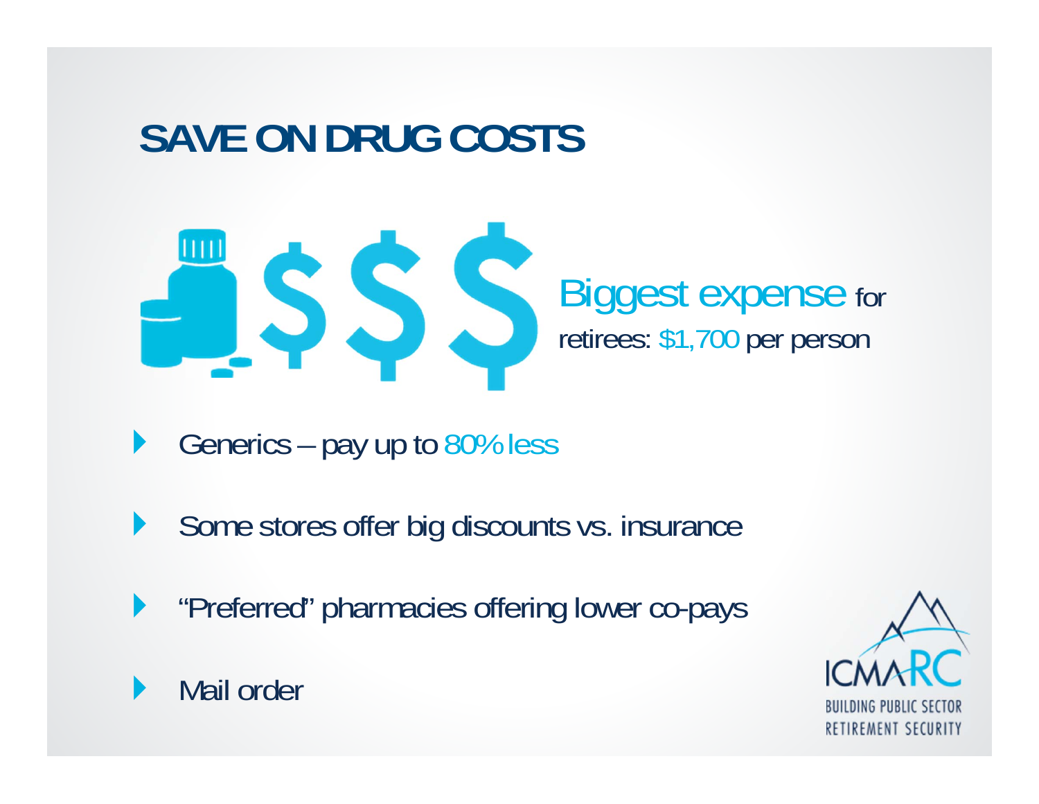# SAVE ON DRUG COSTS

Biggest expense for retirees: $1,700 per person

- Generics – pay up to 80% less
- Some stores offer big discounts vs. insurance
- "Preferred" pharmacies offering lower co-pays
- Mail order

ICMARC
BUILDING PUBLIC SECTOR RETIREMENT SECURITY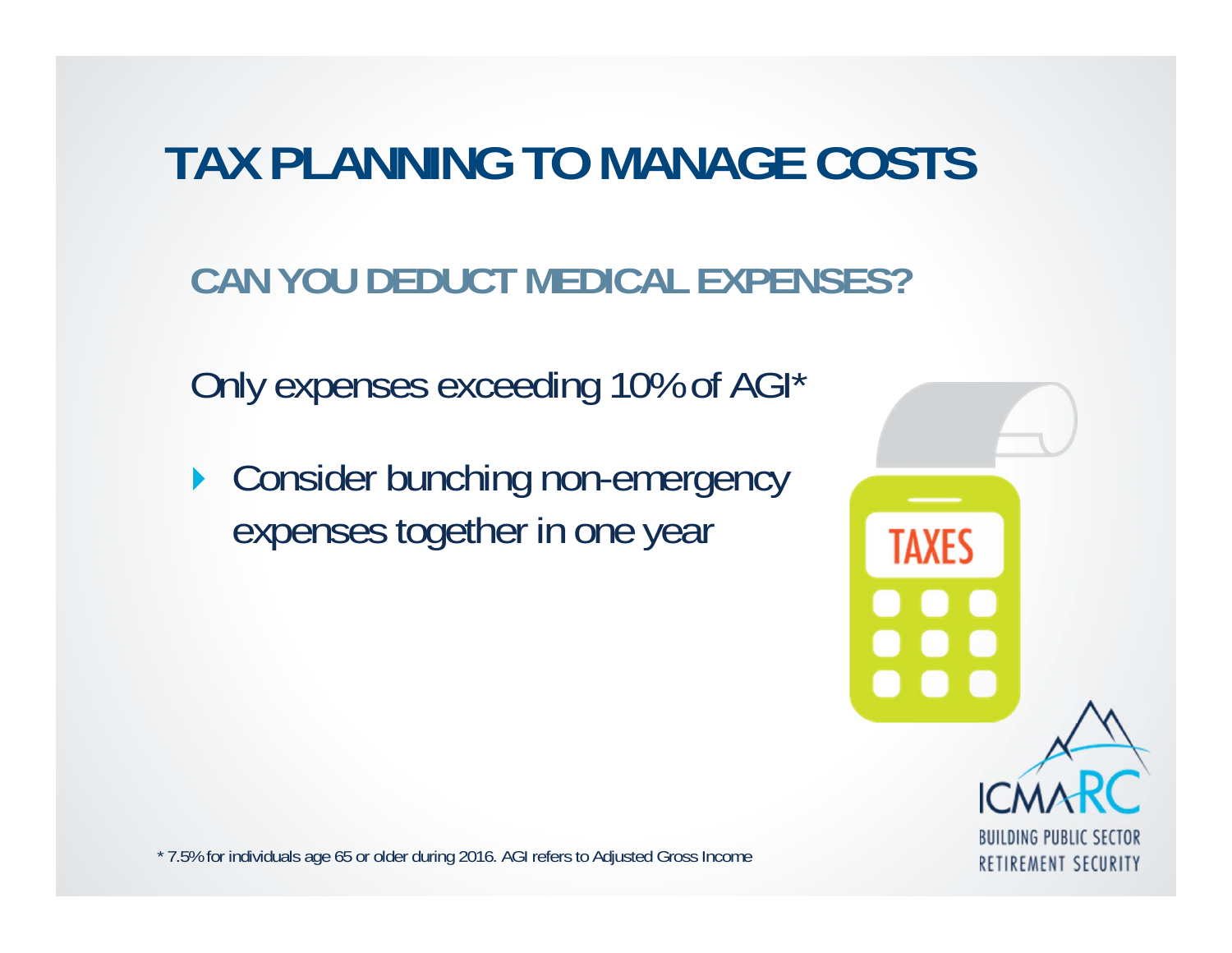# TAX PLANNING TO MANAGE COSTS

## CAN YOU DEDUCT MEDICAL EXPENSES?

Only expenses exceeding 10% of AGI*

- Consider bunching non-emergency expenses together in one year

* 7.5% for individuals age 65 or older during 2016. AGI refers to Adjusted Gross Income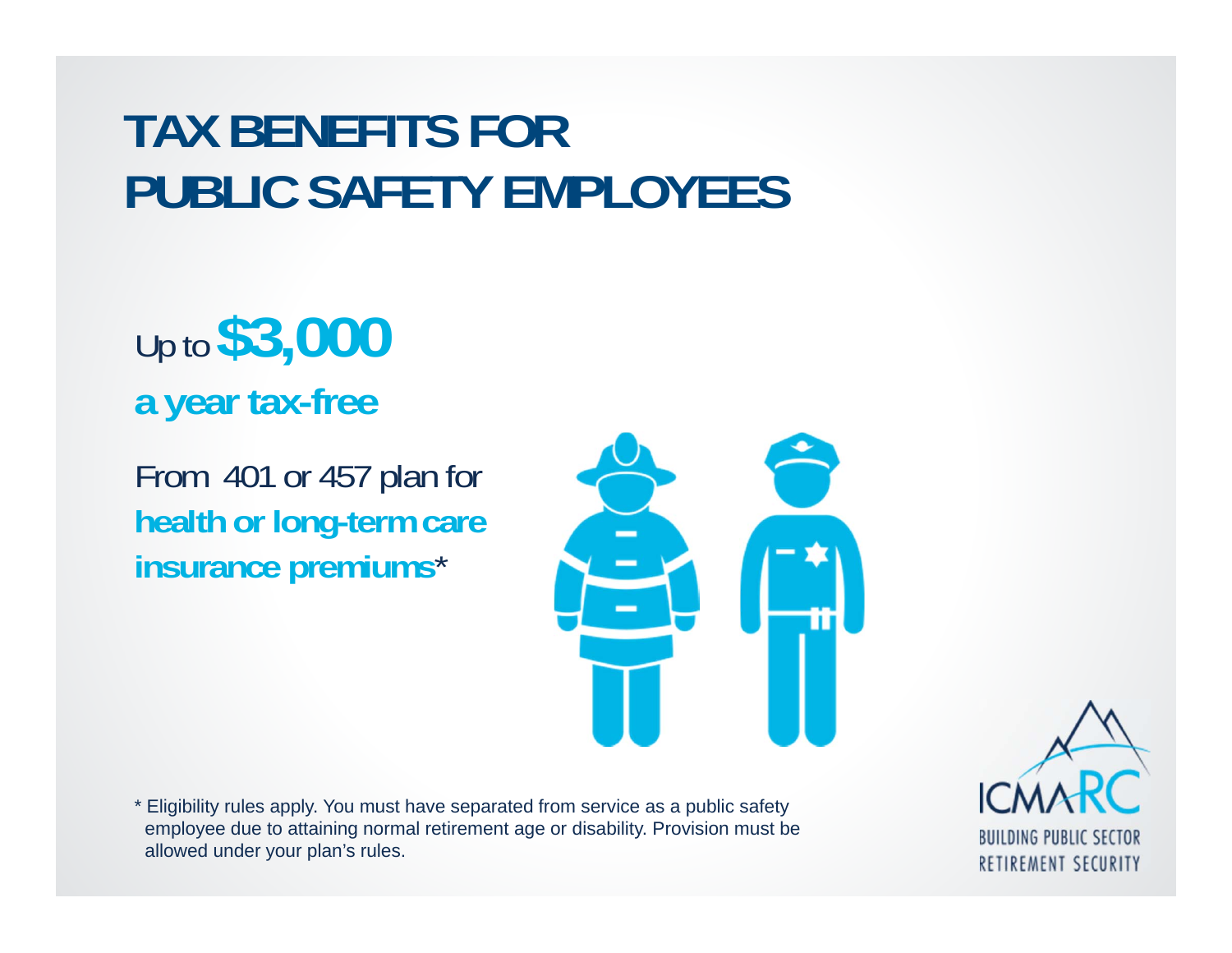# TAX BENEFITS FOR PUBLIC SAFETY EMPLOYEES

Up to **$3,000**

**a year tax-free**

From 401 or 457 plan for **health or long-term care insurance premiums***

* Eligibility rules apply. You must have separated from service as a public safety employee due to attaining normal retirement age or disability. Provision must be allowed under your plan's rules.

ICMA RC
BUILDING PUBLIC SECTOR RETIREMENT SECURITY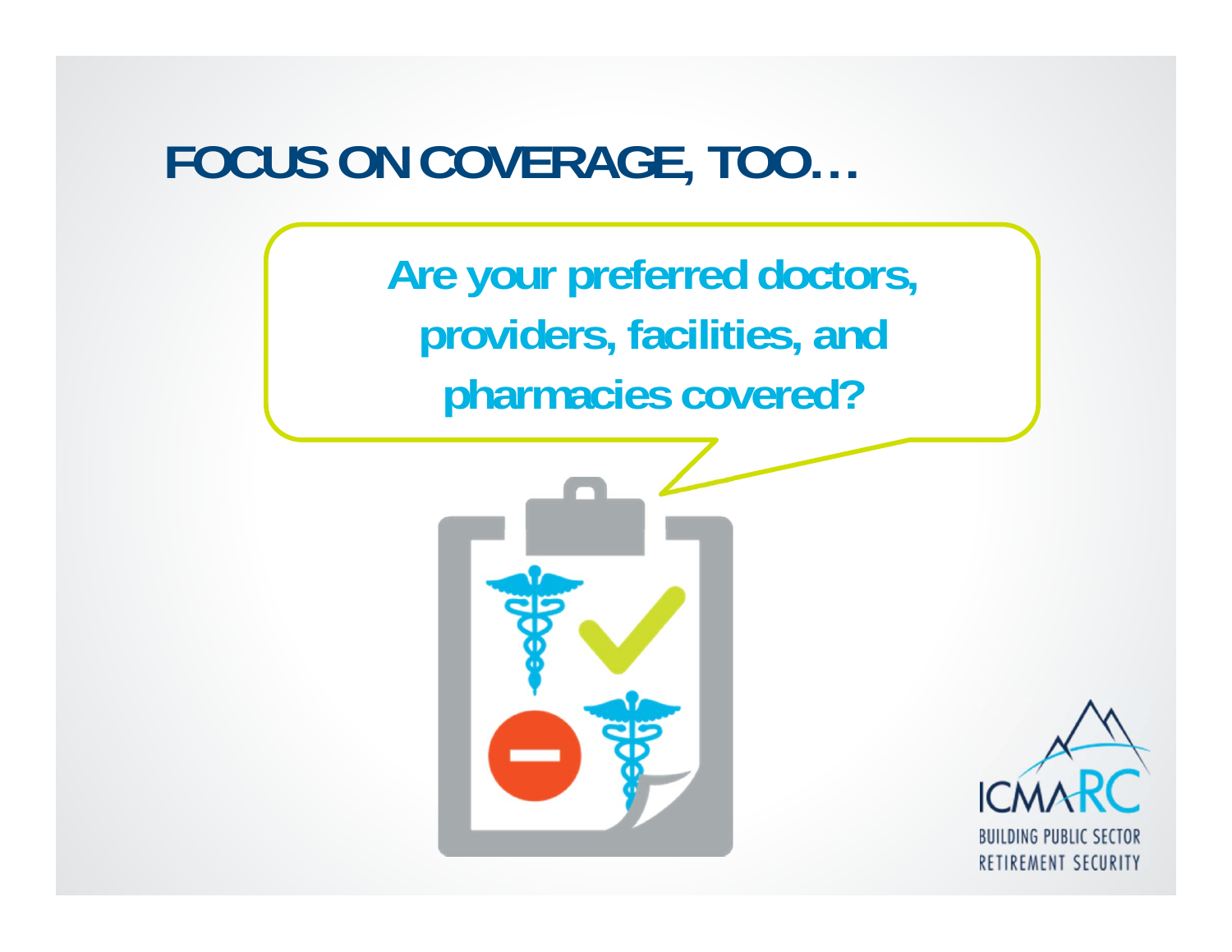# FOCUS ON COVERAGE, TOO…

**Are your preferred doctors, providers, facilities, and pharmacies covered?**

ICMARC
BUILDING PUBLIC SECTOR RETIREMENT SECURITY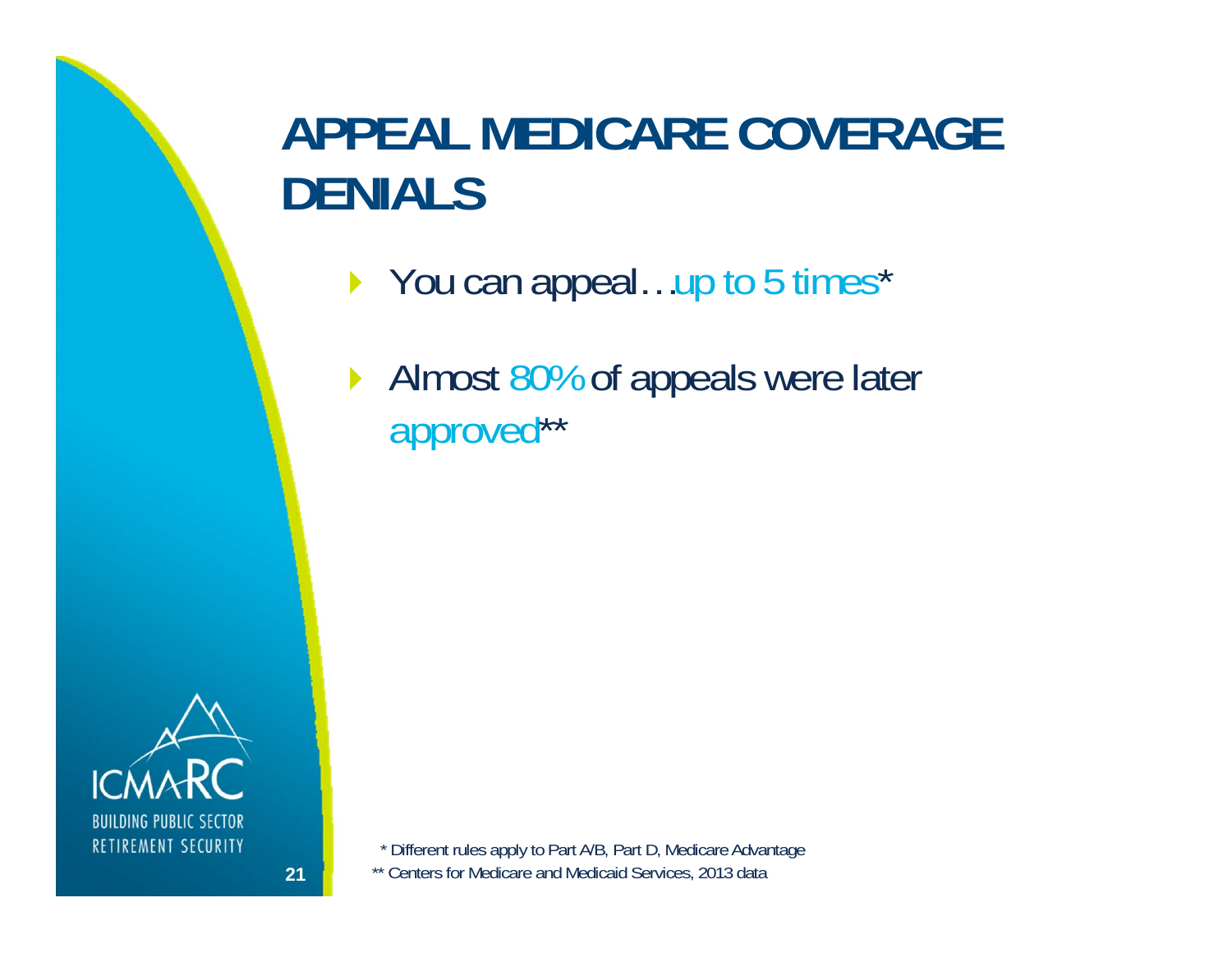# APPEAL MEDICARE COVERAGE DENIALS

- You can appeal…up to 5 times*
- Almost 80% of appeals were later approved**

\* Different rules apply to Part A/B, Part D, Medicare Advantage

\*\* Centers for Medicare and Medicaid Services, 2013 data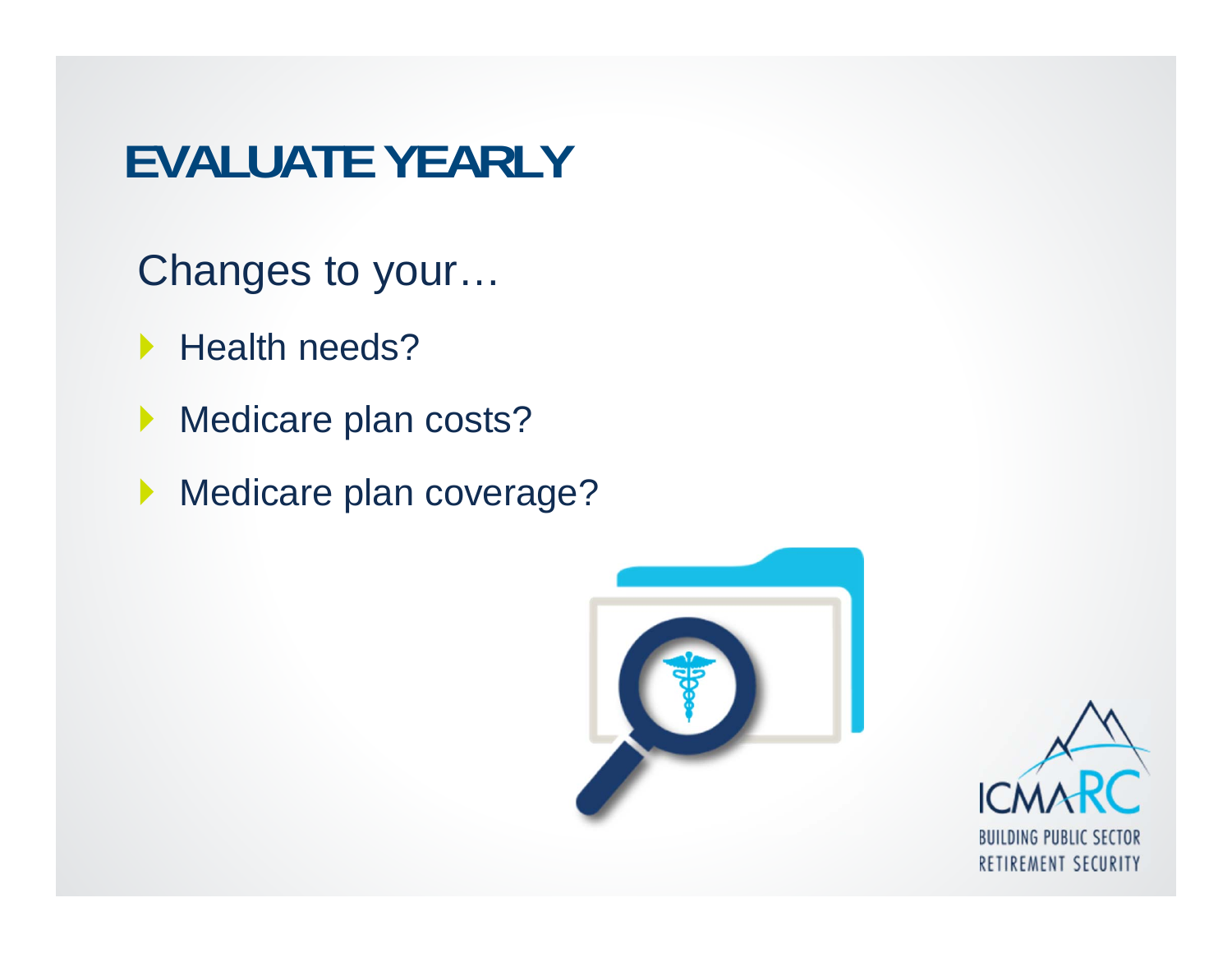# EVALUATE YEARLY

Changes to your…

- Health needs?
- Medicare plan costs?
- Medicare plan coverage?

ICMA RC
BUILDING PUBLIC SECTOR RETIREMENT SECURITY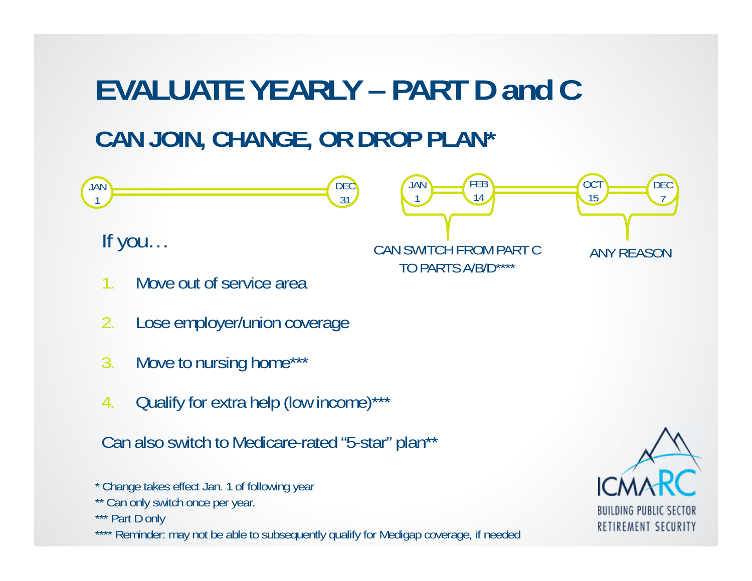# EVALUATE YEARLY – PART D and C

## CAN JOIN, CHANGE, OR DROP PLAN*

JAN 1 — DEC 31

If you…

1. Move out of service area
2. Lose employer/union coverage
3. Move to nursing home***
4. Qualify for extra help (low income)***

Can also switch to Medicare-rated "5-star" plan**

JAN 1 — FEB 14: CAN SWITCH FROM PART C TO PARTS A/B/D****

OCT 15 — DEC 7: ANY REASON

\* Change takes effect Jan. 1 of following year

** Can only switch once per year.

*** Part D only

**** Reminder: may not be able to subsequently qualify for Medigap coverage, if needed

ICMA-RC
BUILDING PUBLIC SECTOR RETIREMENT SECURITY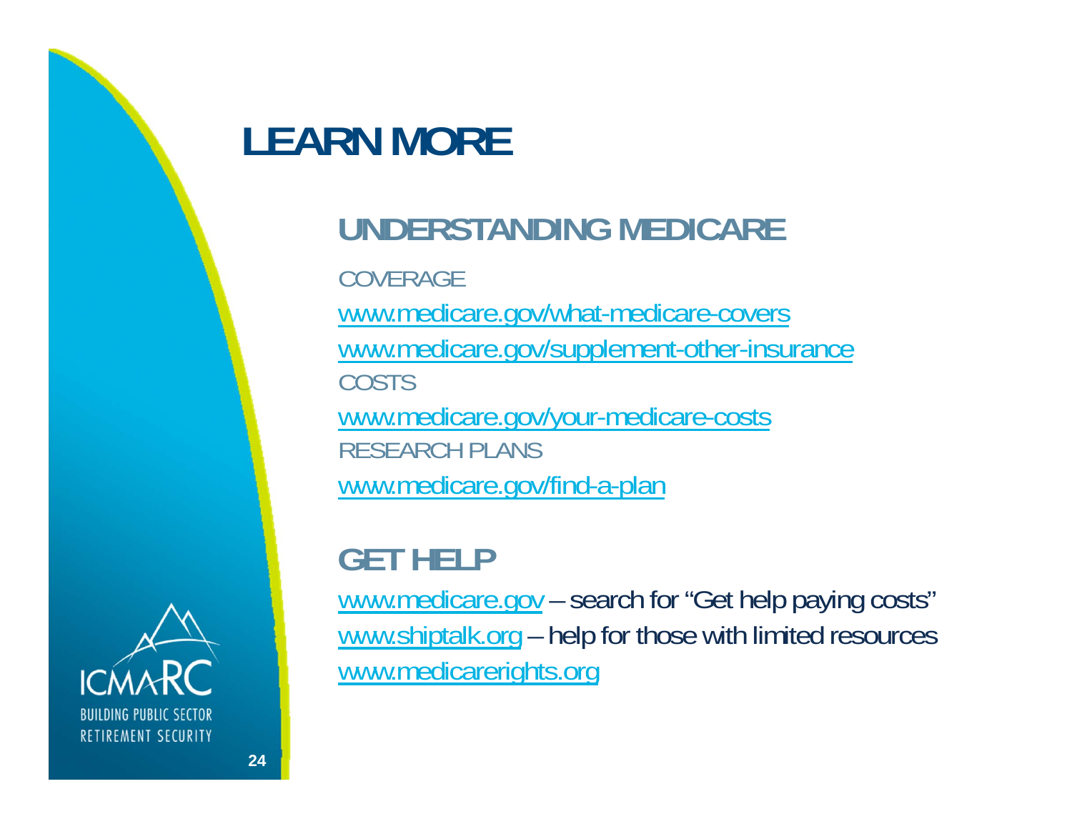# LEARN MORE

## UNDERSTANDING MEDICARE

COVERAGE

www.medicare.gov/what-medicare-covers

www.medicare.gov/supplement-other-insurance

COSTS

www.medicare.gov/your-medicare-costs

RESEARCH PLANS

www.medicare.gov/find-a-plan

## GET HELP

www.medicare.gov – search for "Get help paying costs"

www.shiptalk.org – help for those with limited resources

www.medicarerights.org

ICMA-RC

BUILDING PUBLIC SECTOR RETIREMENT SECURITY